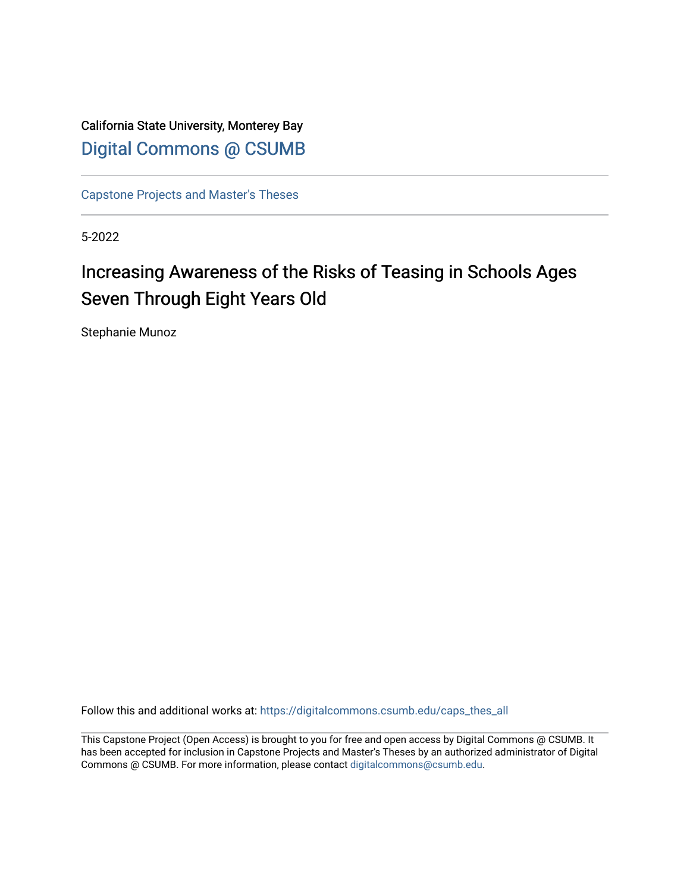California State University, Monterey Bay

# Digital Commons @ CSUMB

Capstone Projects and Master's Theses

5-2022

## Increasing Awareness of the Risks of Teasing in Schools Ages Seven Through Eight Years Old

Stephanie Munoz

Follow this and additional works at: https://digitalcommons.csumb.edu/caps_thes_all

This Capstone Project (Open Access) is brought to you for free and open access by Digital Commons @ CSUMB. It has been accepted for inclusion in Capstone Projects and Master's Theses by an authorized administrator of Digital Commons @ CSUMB. For more information, please contact digitalcommons@csumb.edu.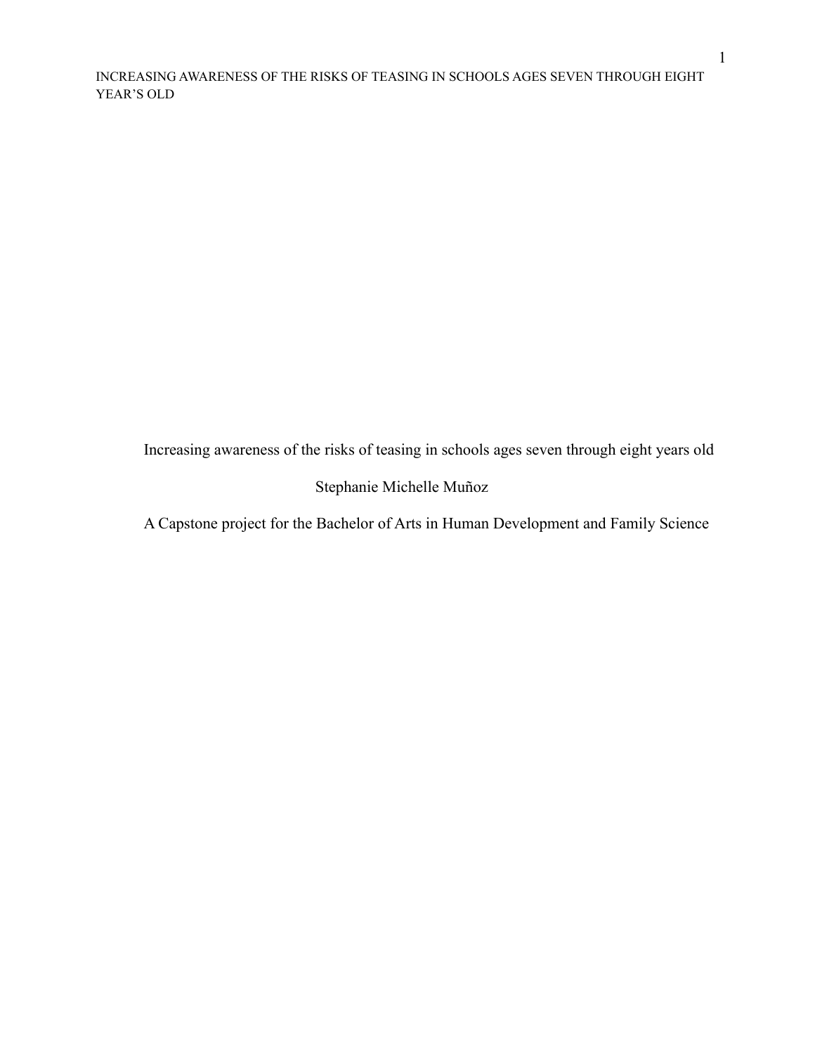Increasing awareness of the risks of teasing in schools ages seven through eight years old

Stephanie Michelle Muñoz

A Capstone project for the Bachelor of Arts in Human Development and Family Science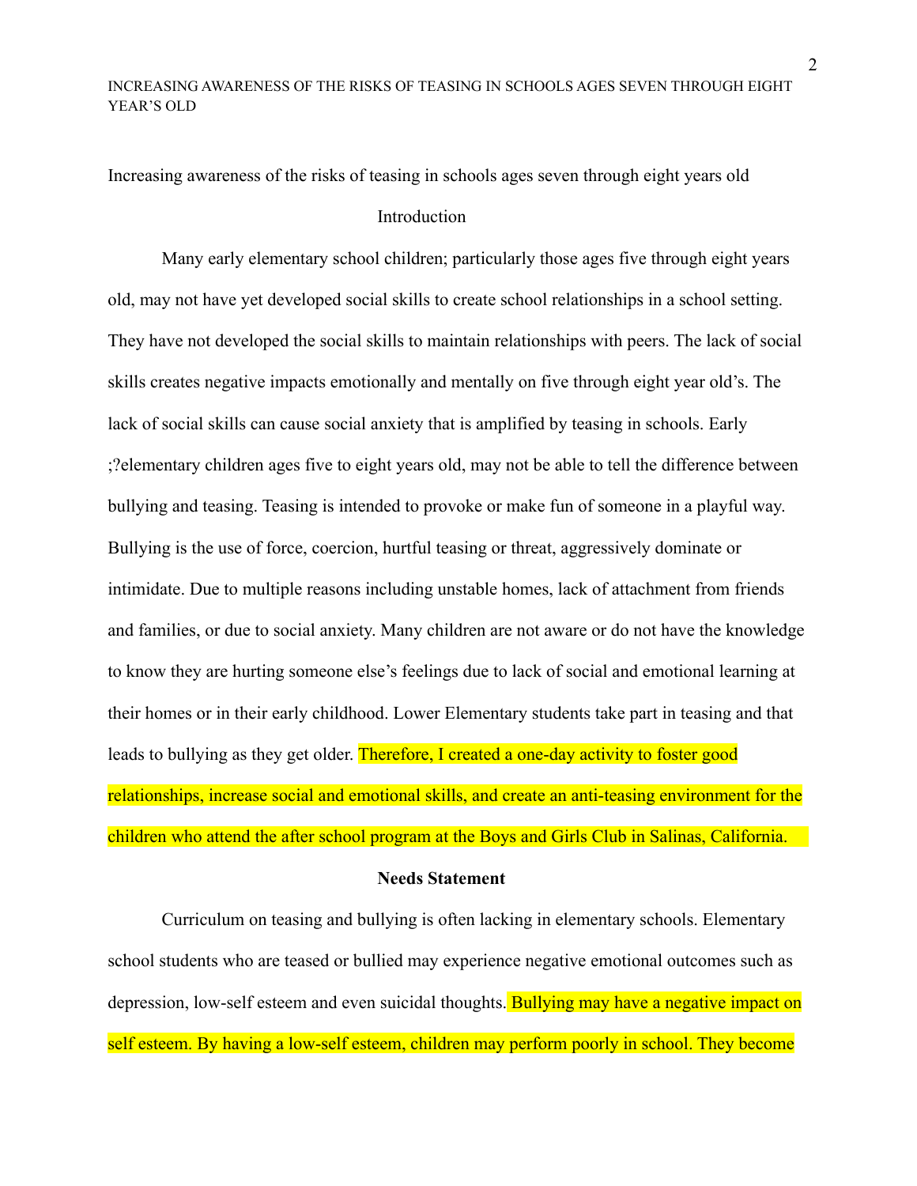Increasing awareness of the risks of teasing in schools ages seven through eight years old

## Introduction

Many early elementary school children; particularly those ages five through eight years old, may not have yet developed social skills to create school relationships in a school setting. They have not developed the social skills to maintain relationships with peers. The lack of social skills creates negative impacts emotionally and mentally on five through eight year old's. The lack of social skills can cause social anxiety that is amplified by teasing in schools. Early ;?elementary children ages five to eight years old, may not be able to tell the difference between bullying and teasing. Teasing is intended to provoke or make fun of someone in a playful way. Bullying is the use of force, coercion, hurtful teasing or threat, aggressively dominate or intimidate. Due to multiple reasons including unstable homes, lack of attachment from friends and families, or due to social anxiety. Many children are not aware or do not have the knowledge to know they are hurting someone else's feelings due to lack of social and emotional learning at their homes or in their early childhood. Lower Elementary students take part in teasing and that leads to bullying as they get older. Therefore, I created a one-day activity to foster good relationships, increase social and emotional skills, and create an anti-teasing environment for the children who attend the after school program at the Boys and Girls Club in Salinas, California.

## Needs Statement

Curriculum on teasing and bullying is often lacking in elementary schools. Elementary school students who are teased or bullied may experience negative emotional outcomes such as depression, low-self esteem and even suicidal thoughts. Bullying may have a negative impact on self esteem. By having a low-self esteem, children may perform poorly in school. They become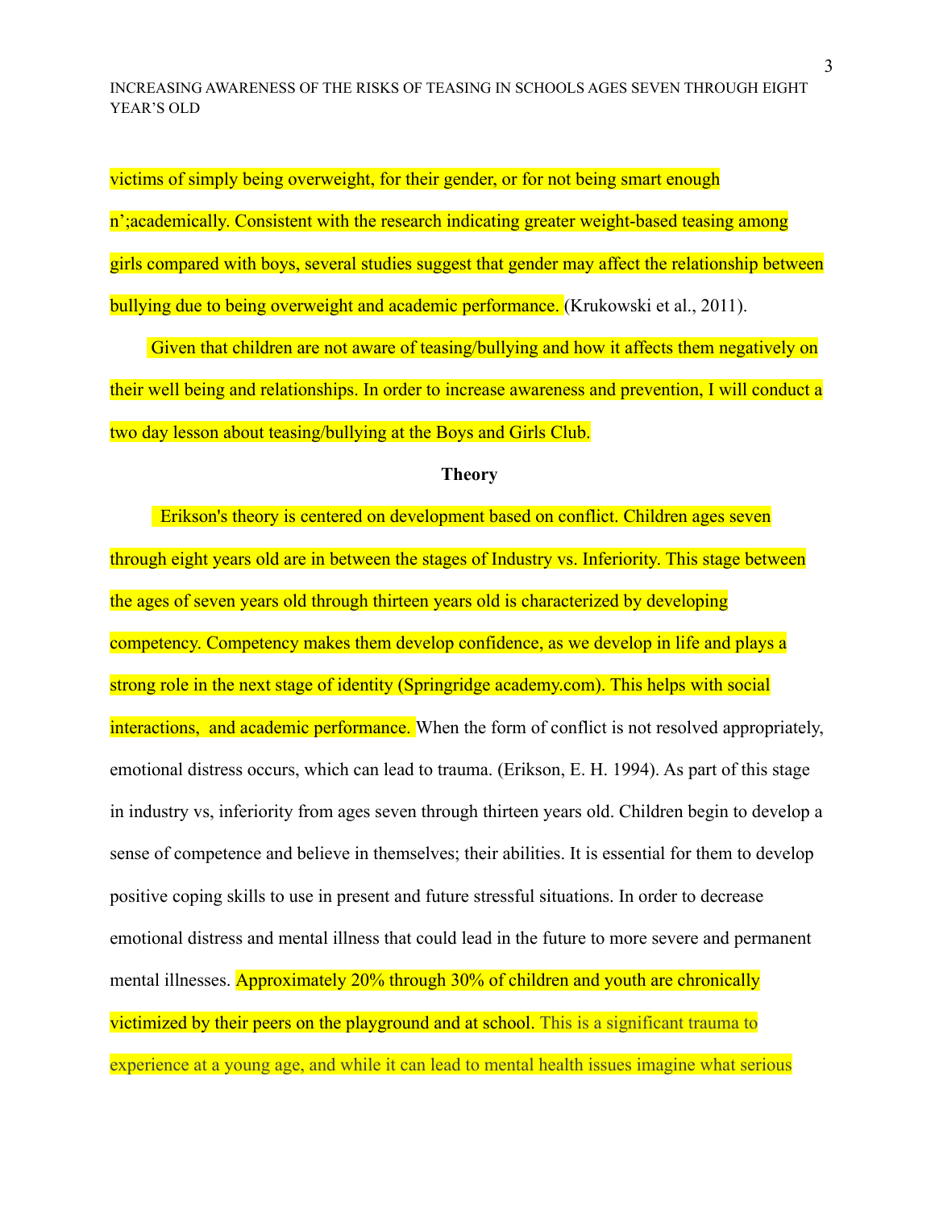victims of simply being overweight, for their gender, or for not being smart enough n';academically. Consistent with the research indicating greater weight-based teasing among girls compared with boys, several studies suggest that gender may affect the relationship between bullying due to being overweight and academic performance. (Krukowski et al., 2011).

Given that children are not aware of teasing/bullying and how it affects them negatively on their well being and relationships. In order to increase awareness and prevention, I will conduct a two day lesson about teasing/bullying at the Boys and Girls Club.

**Theory**

Erikson's theory is centered on development based on conflict. Children ages seven through eight years old are in between the stages of Industry vs. Inferiority. This stage between the ages of seven years old through thirteen years old is characterized by developing competency. Competency makes them develop confidence, as we develop in life and plays a strong role in the next stage of identity (Springridge academy.com). This helps with social interactions, and academic performance. When the form of conflict is not resolved appropriately, emotional distress occurs, which can lead to trauma. (Erikson, E. H. 1994). As part of this stage in industry vs, inferiority from ages seven through thirteen years old. Children begin to develop a sense of competence and believe in themselves; their abilities. It is essential for them to develop positive coping skills to use in present and future stressful situations. In order to decrease emotional distress and mental illness that could lead in the future to more severe and permanent mental illnesses. Approximately 20% through 30% of children and youth are chronically victimized by their peers on the playground and at school. This is a significant trauma to experience at a young age, and while it can lead to mental health issues imagine what serious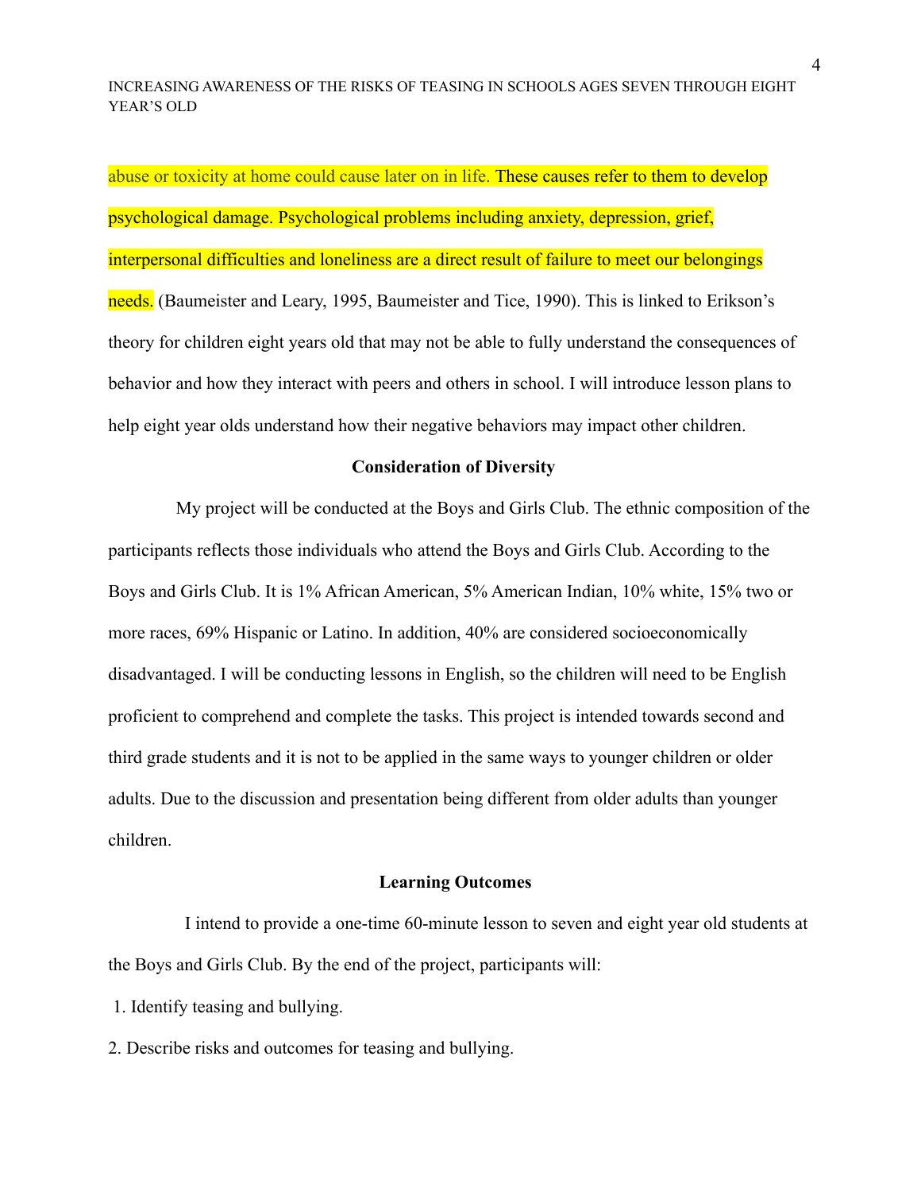abuse or toxicity at home could cause later on in life. These causes refer to them to develop psychological damage. Psychological problems including anxiety, depression, grief, interpersonal difficulties and loneliness are a direct result of failure to meet our belongings needs. (Baumeister and Leary, 1995, Baumeister and Tice, 1990). This is linked to Erikson's theory for children eight years old that may not be able to fully understand the consequences of behavior and how they interact with peers and others in school. I will introduce lesson plans to help eight year olds understand how their negative behaviors may impact other children.

**Consideration of Diversity**

My project will be conducted at the Boys and Girls Club. The ethnic composition of the participants reflects those individuals who attend the Boys and Girls Club. According to the Boys and Girls Club. It is 1% African American, 5% American Indian, 10% white, 15% two or more races, 69% Hispanic or Latino. In addition, 40% are considered socioeconomically disadvantaged. I will be conducting lessons in English, so the children will need to be English proficient to comprehend and complete the tasks. This project is intended towards second and third grade students and it is not to be applied in the same ways to younger children or older adults. Due to the discussion and presentation being different from older adults than younger children.

**Learning Outcomes**

I intend to provide a one-time 60-minute lesson to seven and eight year old students at the Boys and Girls Club. By the end of the project, participants will:

1. Identify teasing and bullying.
2. Describe risks and outcomes for teasing and bullying.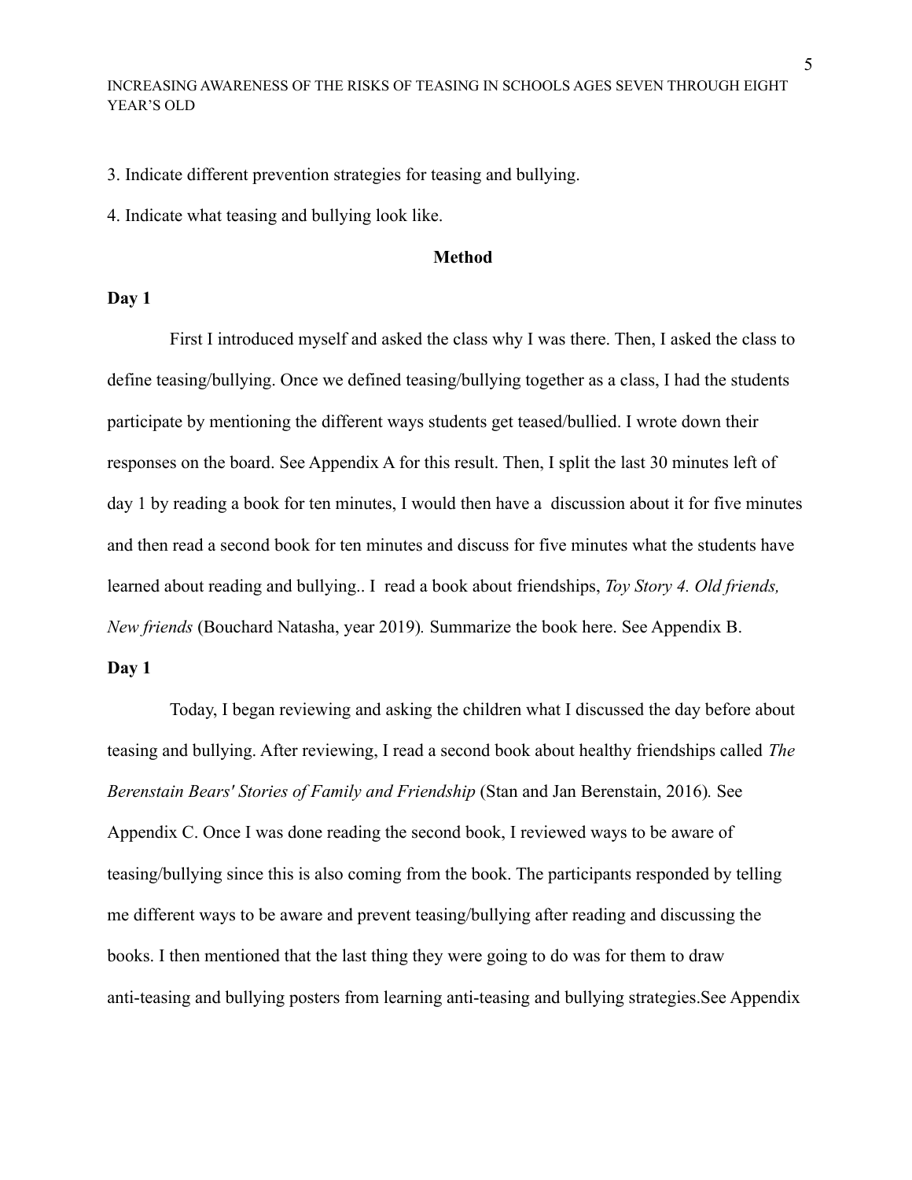3. Indicate different prevention strategies for teasing and bullying.

4. Indicate what teasing and bullying look like.

## Method

**Day 1**

First I introduced myself and asked the class why I was there. Then, I asked the class to define teasing/bullying. Once we defined teasing/bullying together as a class, I had the students participate by mentioning the different ways students get teased/bullied. I wrote down their responses on the board. See Appendix A for this result. Then, I split the last 30 minutes left of day 1 by reading a book for ten minutes, I would then have a discussion about it for five minutes and then read a second book for ten minutes and discuss for five minutes what the students have learned about reading and bullying.. I read a book about friendships, *Toy Story 4. Old friends, New friends* (Bouchard Natasha, year 2019). Summarize the book here. See Appendix B.

**Day 1**

Today, I began reviewing and asking the children what I discussed the day before about teasing and bullying. After reviewing, I read a second book about healthy friendships called *The Berenstain Bears' Stories of Family and Friendship* (Stan and Jan Berenstain, 2016). See Appendix C. Once I was done reading the second book, I reviewed ways to be aware of teasing/bullying since this is also coming from the book. The participants responded by telling me different ways to be aware and prevent teasing/bullying after reading and discussing the books. I then mentioned that the last thing they were going to do was for them to draw anti-teasing and bullying posters from learning anti-teasing and bullying strategies.See Appendix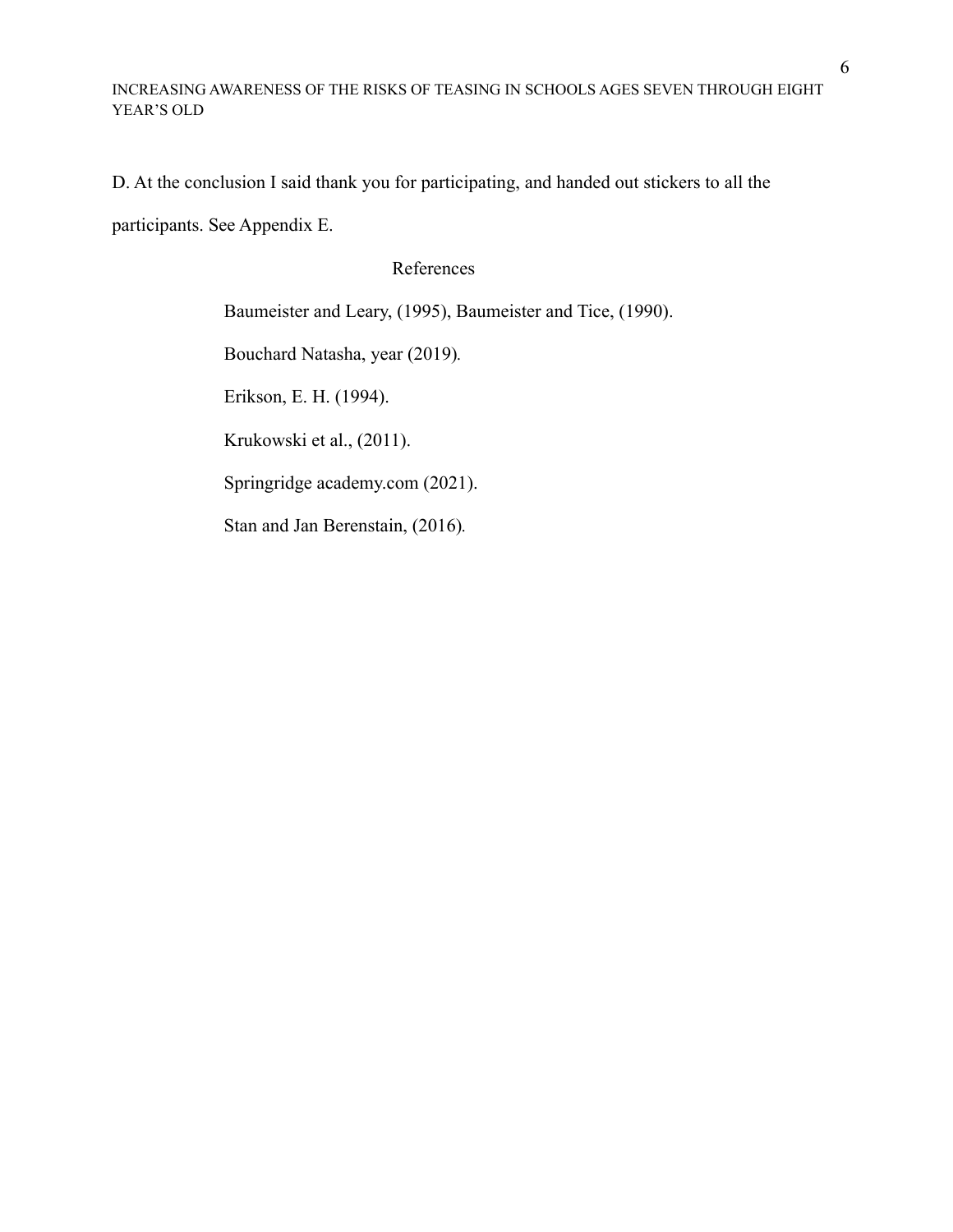D. At the conclusion I said thank you for participating, and handed out stickers to all the participants. See Appendix E.

## References

Baumeister and Leary, (1995), Baumeister and Tice, (1990).

Bouchard Natasha, year (2019).

Erikson, E. H. (1994).

Krukowski et al., (2011).

Springridge academy.com (2021).

Stan and Jan Berenstain, (2016).